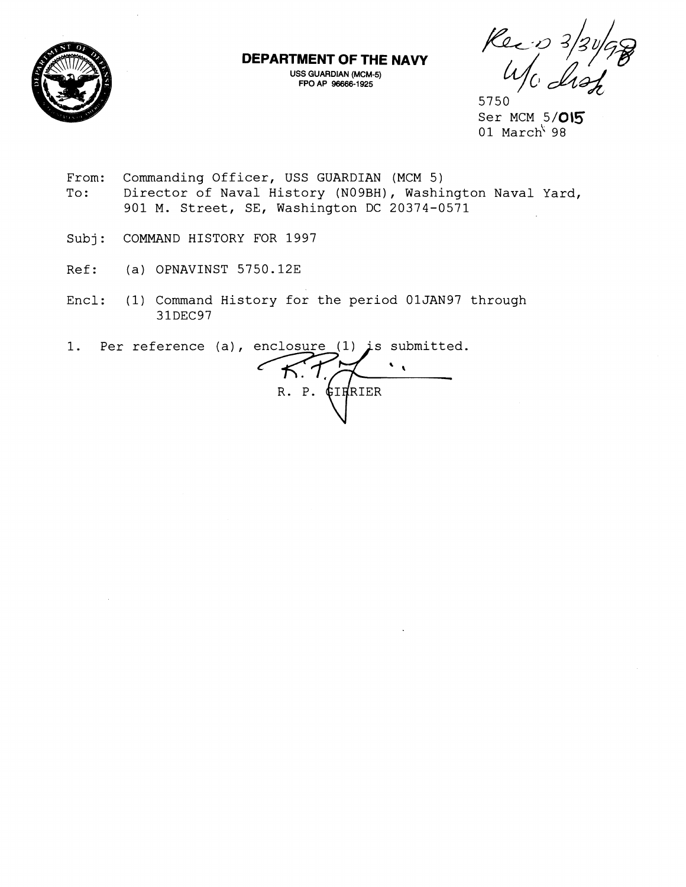**DEPARTMENT OF THE NAVY**
USS GUARDIAN (MCM-5)
FPO AP 96666-1925

Rec'd 3/31/98
W/C Hist

5750
Ser MCM 5/015
01 March 98

From: Commanding Officer, USS GUARDIAN (MCM 5)
To: Director of Naval History (N09BH), Washington Naval Yard, 901 M. Street, SE, Washington DC 20374-0571

Subj: COMMAND HISTORY FOR 1997

Ref: (a) OPNAVINST 5750.12E

Encl: (1) Command History for the period 01JAN97 through 31DEC97

1. Per reference (a), enclosure (1) is submitted.

R. P. GIRRIER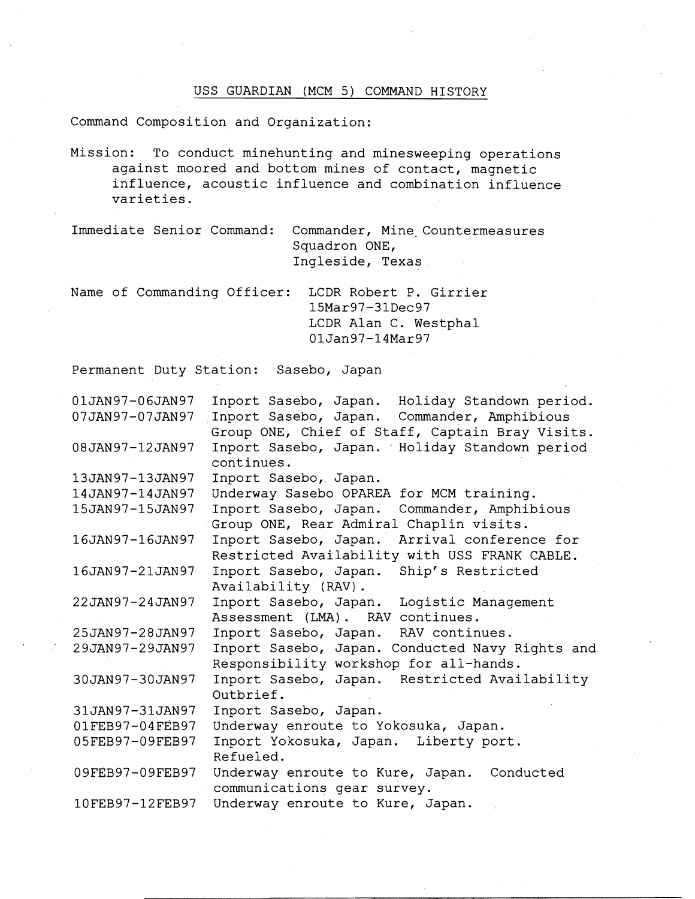# USS GUARDIAN (MCM 5) COMMAND HISTORY

Command Composition and Organization:

Mission: To conduct minehunting and minesweeping operations against moored and bottom mines of contact, magnetic influence, acoustic influence and combination influence varieties.

Immediate Senior Command: Commander, Mine Countermeasures Squadron ONE, Ingleside, Texas

Name of Commanding Officer: LCDR Robert P. Girrier 15Mar97-31Dec97
LCDR Alan C. Westphal 01Jan97-14Mar97

Permanent Duty Station: Sasebo, Japan

| Date | Event |
|---|---|
| 01JAN97-06JAN97 | Inport Sasebo, Japan. Holiday Standown period. |
| 07JAN97-07JAN97 | Inport Sasebo, Japan. Commander, Amphibious Group ONE, Chief of Staff, Captain Bray Visits. |
| 08JAN97-12JAN97 | Inport Sasebo, Japan. Holiday Standown period continues. |
| 13JAN97-13JAN97 | Inport Sasebo, Japan. |
| 14JAN97-14JAN97 | Underway Sasebo OPAREA for MCM training. |
| 15JAN97-15JAN97 | Inport Sasebo, Japan. Commander, Amphibious Group ONE, Rear Admiral Chaplin visits. |
| 16JAN97-16JAN97 | Inport Sasebo, Japan. Arrival conference for Restricted Availability with USS FRANK CABLE. |
| 16JAN97-21JAN97 | Inport Sasebo, Japan. Ship's Restricted Availability (RAV). |
| 22JAN97-24JAN97 | Inport Sasebo, Japan. Logistic Management Assessment (LMA). RAV continues. |
| 25JAN97-28JAN97 | Inport Sasebo, Japan. RAV continues. |
| 29JAN97-29JAN97 | Inport Sasebo, Japan. Conducted Navy Rights and Responsibility workshop for all-hands. |
| 30JAN97-30JAN97 | Inport Sasebo, Japan. Restricted Availability Outbrief. |
| 31JAN97-31JAN97 | Inport Sasebo, Japan. |
| 01FEB97-04FEB97 | Underway enroute to Yokosuka, Japan. |
| 05FEB97-09FEB97 | Inport Yokosuka, Japan. Liberty port. Refueled. |
| 09FEB97-09FEB97 | Underway enroute to Kure, Japan. Conducted communications gear survey. |
| 10FEB97-12FEB97 | Underway enroute to Kure, Japan. |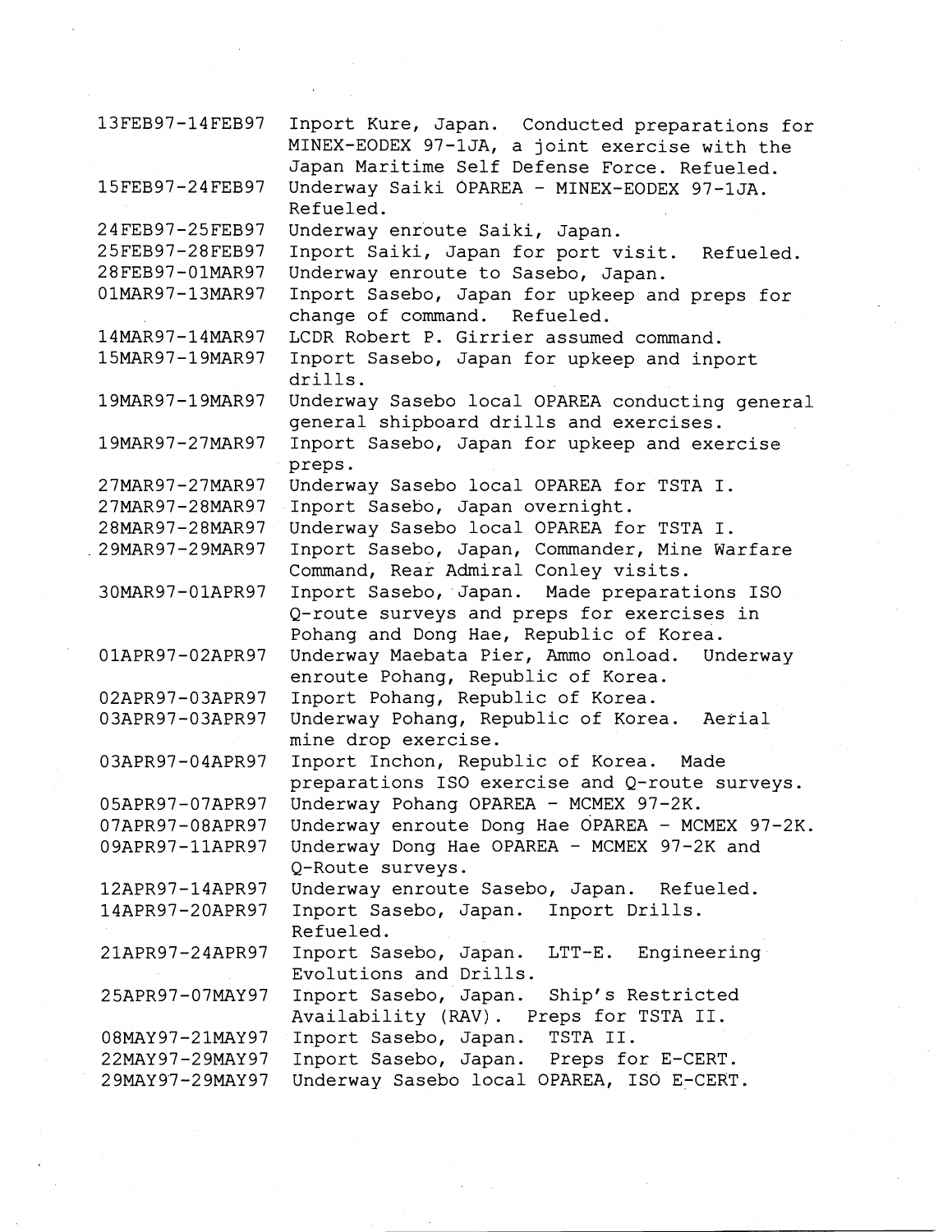| | |
|---|---|
| 13FEB97-14FEB97 | Inport Kure, Japan. Conducted preparations for MINEX-EODEX 97-1JA, a joint exercise with the Japan Maritime Self Defense Force. Refueled. |
| 15FEB97-24FEB97 | Underway Saiki OPAREA - MINEX-EODEX 97-1JA. Refueled. |
| 24FEB97-25FEB97 | Underway enroute Saiki, Japan. |
| 25FEB97-28FEB97 | Inport Saiki, Japan for port visit. Refueled. |
| 28FEB97-01MAR97 | Underway enroute to Sasebo, Japan. |
| 01MAR97-13MAR97 | Inport Sasebo, Japan for upkeep and preps for change of command. Refueled. |
| 14MAR97-14MAR97 | LCDR Robert P. Girrier assumed command. |
| 15MAR97-19MAR97 | Inport Sasebo, Japan for upkeep and inport drills. |
| 19MAR97-19MAR97 | Underway Sasebo local OPAREA conducting general general shipboard drills and exercises. |
| 19MAR97-27MAR97 | Inport Sasebo, Japan for upkeep and exercise preps. |
| 27MAR97-27MAR97 | Underway Sasebo local OPAREA for TSTA I. |
| 27MAR97-28MAR97 | Inport Sasebo, Japan overnight. |
| 28MAR97-28MAR97 | Underway Sasebo local OPAREA for TSTA I. |
| 29MAR97-29MAR97 | Inport Sasebo, Japan, Commander, Mine Warfare Command, Rear Admiral Conley visits. |
| 30MAR97-01APR97 | Inport Sasebo, Japan. Made preparations ISO Q-route surveys and preps for exercises in Pohang and Dong Hae, Republic of Korea. |
| 01APR97-02APR97 | Underway Maebata Pier, Ammo onload. Underway enroute Pohang, Republic of Korea. |
| 02APR97-03APR97 | Inport Pohang, Republic of Korea. |
| 03APR97-03APR97 | Underway Pohang, Republic of Korea. Aerial mine drop exercise. |
| 03APR97-04APR97 | Inport Inchon, Republic of Korea. Made preparations ISO exercise and Q-route surveys. |
| 05APR97-07APR97 | Underway Pohang OPAREA - MCMEX 97-2K. |
| 07APR97-08APR97 | Underway enroute Dong Hae OPAREA - MCMEX 97-2K. |
| 09APR97-11APR97 | Underway Dong Hae OPAREA - MCMEX 97-2K and Q-Route surveys. |
| 12APR97-14APR97 | Underway enroute Sasebo, Japan. Refueled. |
| 14APR97-20APR97 | Inport Sasebo, Japan. Inport Drills. Refueled. |
| 21APR97-24APR97 | Inport Sasebo, Japan. LTT-E. Engineering Evolutions and Drills. |
| 25APR97-07MAY97 | Inport Sasebo, Japan. Ship's Restricted Availability (RAV). Preps for TSTA II. |
| 08MAY97-21MAY97 | Inport Sasebo, Japan. TSTA II. |
| 22MAY97-29MAY97 | Inport Sasebo, Japan. Preps for E-CERT. |
| 29MAY97-29MAY97 | Underway Sasebo local OPAREA, ISO E-CERT. |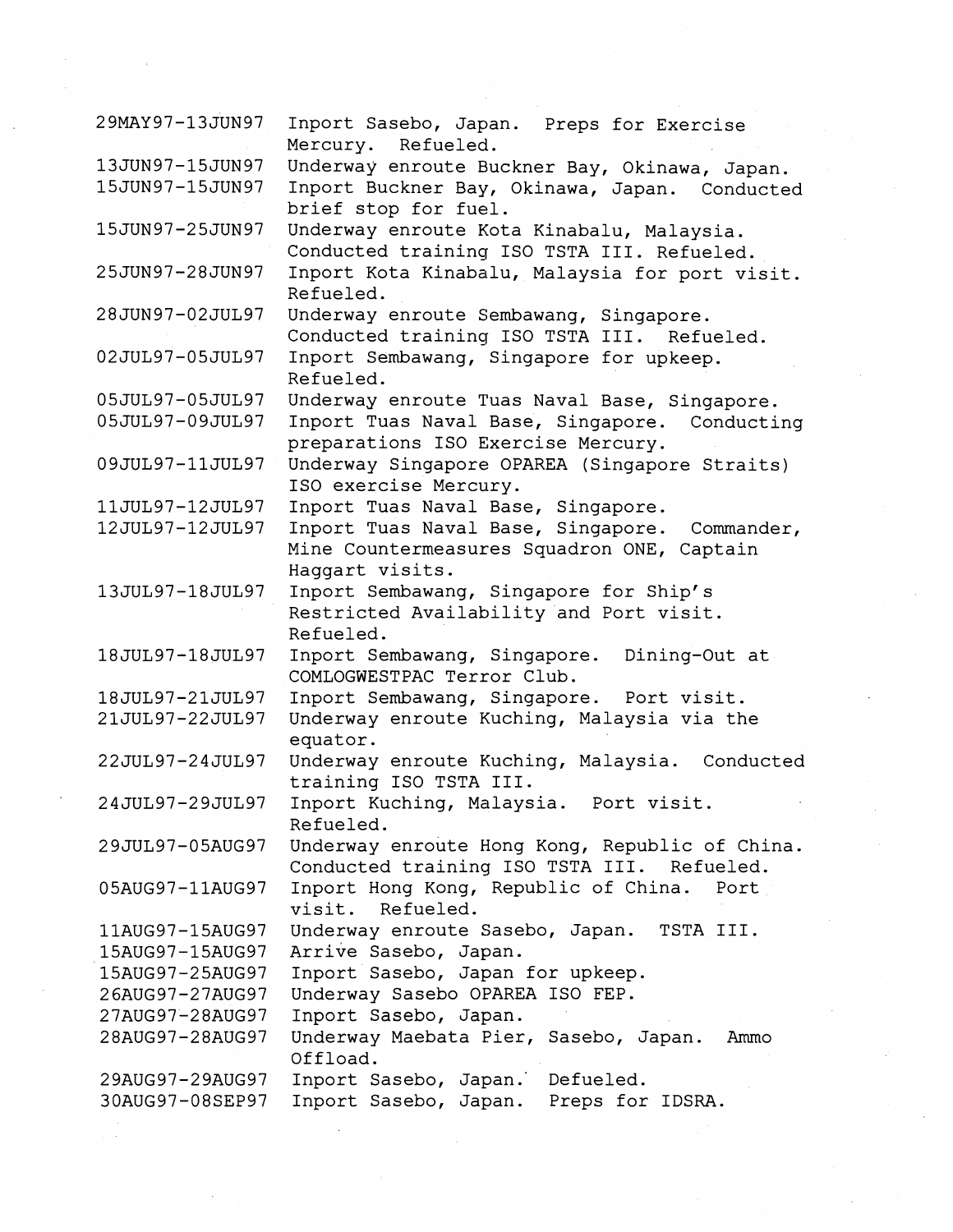| | |
|---|---|
| 29MAY97-13JUN97 | Inport Sasebo, Japan. Preps for Exercise Mercury. Refueled. |
| 13JUN97-15JUN97 | Underway enroute Buckner Bay, Okinawa, Japan. |
| 15JUN97-15JUN97 | Inport Buckner Bay, Okinawa, Japan. Conducted brief stop for fuel. |
| 15JUN97-25JUN97 | Underway enroute Kota Kinabalu, Malaysia. Conducted training ISO TSTA III. Refueled. |
| 25JUN97-28JUN97 | Inport Kota Kinabalu, Malaysia for port visit. Refueled. |
| 28JUN97-02JUL97 | Underway enroute Sembawang, Singapore. Conducted training ISO TSTA III. Refueled. |
| 02JUL97-05JUL97 | Inport Sembawang, Singapore for upkeep. Refueled. |
| 05JUL97-05JUL97 | Underway enroute Tuas Naval Base, Singapore. |
| 05JUL97-09JUL97 | Inport Tuas Naval Base, Singapore. Conducting preparations ISO Exercise Mercury. |
| 09JUL97-11JUL97 | Underway Singapore OPAREA (Singapore Straits) ISO exercise Mercury. |
| 11JUL97-12JUL97 | Inport Tuas Naval Base, Singapore. |
| 12JUL97-12JUL97 | Inport Tuas Naval Base, Singapore. Commander, Mine Countermeasures Squadron ONE, Captain Haggart visits. |
| 13JUL97-18JUL97 | Inport Sembawang, Singapore for Ship's Restricted Availability and Port visit. Refueled. |
| 18JUL97-18JUL97 | Inport Sembawang, Singapore. Dining-Out at COMLOGWESTPAC Terror Club. |
| 18JUL97-21JUL97 | Inport Sembawang, Singapore. Port visit. |
| 21JUL97-22JUL97 | Underway enroute Kuching, Malaysia via the equator. |
| 22JUL97-24JUL97 | Underway enroute Kuching, Malaysia. Conducted training ISO TSTA III. |
| 24JUL97-29JUL97 | Inport Kuching, Malaysia. Port visit. Refueled. |
| 29JUL97-05AUG97 | Underway enroute Hong Kong, Republic of China. Conducted training ISO TSTA III. Refueled. |
| 05AUG97-11AUG97 | Inport Hong Kong, Republic of China. Port visit. Refueled. |
| 11AUG97-15AUG97 | Underway enroute Sasebo, Japan. TSTA III. |
| 15AUG97-15AUG97 | Arrive Sasebo, Japan. |
| 15AUG97-25AUG97 | Inport Sasebo, Japan for upkeep. |
| 26AUG97-27AUG97 | Underway Sasebo OPAREA ISO FEP. |
| 27AUG97-28AUG97 | Inport Sasebo, Japan. |
| 28AUG97-28AUG97 | Underway Maebata Pier, Sasebo, Japan. Ammo Offload. |
| 29AUG97-29AUG97 | Inport Sasebo, Japan. Defueled. |
| 30AUG97-08SEP97 | Inport Sasebo, Japan. Preps for IDSRA. |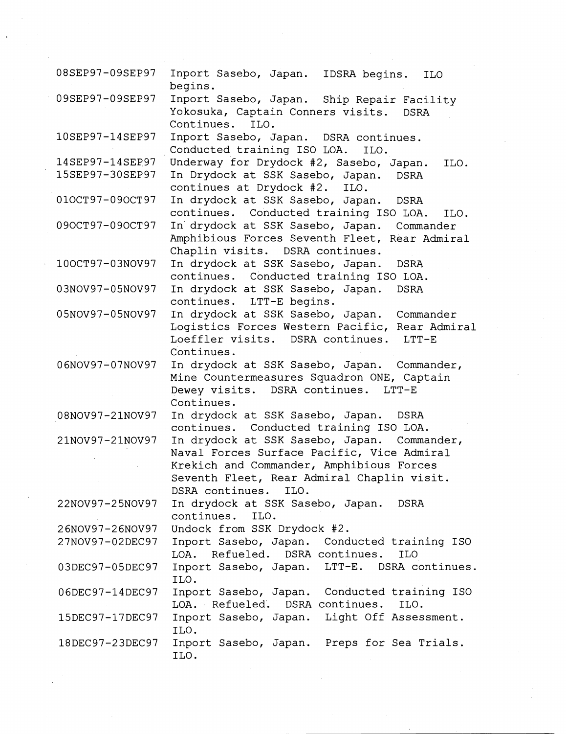| | |
|---|---|
| 08SEP97-09SEP97 | Inport Sasebo, Japan. IDSRA begins. ILO begins. |
| 09SEP97-09SEP97 | Inport Sasebo, Japan. Ship Repair Facility Yokosuka, Captain Conners visits. DSRA Continues. ILO. |
| 10SEP97-14SEP97 | Inport Sasebo, Japan. DSRA continues. Conducted training ISO LOA. ILO. |
| 14SEP97-14SEP97 | Underway for Drydock #2, Sasebo, Japan. ILO. |
| 15SEP97-30SEP97 | In Drydock at SSK Sasebo, Japan. DSRA continues at Drydock #2. ILO. |
| 01OCT97-09OCT97 | In drydock at SSK Sasebo, Japan. DSRA continues. Conducted training ISO LOA. ILO. |
| 09OCT97-09OCT97 | In drydock at SSK Sasebo, Japan. Commander Amphibious Forces Seventh Fleet, Rear Admiral Chaplin visits. DSRA continues. |
| 10OCT97-03NOV97 | In drydock at SSK Sasebo, Japan. DSRA continues. Conducted training ISO LOA. |
| 03NOV97-05NOV97 | In drydock at SSK Sasebo, Japan. DSRA continues. LTT-E begins. |
| 05NOV97-05NOV97 | In drydock at SSK Sasebo, Japan. Commander Logistics Forces Western Pacific, Rear Admiral Loeffler visits. DSRA continues. LTT-E Continues. |
| 06NOV97-07NOV97 | In drydock at SSK Sasebo, Japan. Commander, Mine Countermeasures Squadron ONE, Captain Dewey visits. DSRA continues. LTT-E Continues. |
| 08NOV97-21NOV97 | In drydock at SSK Sasebo, Japan. DSRA continues. Conducted training ISO LOA. |
| 21NOV97-21NOV97 | In drydock at SSK Sasebo, Japan. Commander, Naval Forces Surface Pacific, Vice Admiral Krekich and Commander, Amphibious Forces Seventh Fleet, Rear Admiral Chaplin visit. DSRA continues. ILO. |
| 22NOV97-25NOV97 | In drydock at SSK Sasebo, Japan. DSRA continues. ILO. |
| 26NOV97-26NOV97 | Undock from SSK Drydock #2. |
| 27NOV97-02DEC97 | Inport Sasebo, Japan. Conducted training ISO LOA. Refueled. DSRA continues. ILO |
| 03DEC97-05DEC97 | Inport Sasebo, Japan. LTT-E. DSRA continues. ILO. |
| 06DEC97-14DEC97 | Inport Sasebo, Japan. Conducted training ISO LOA. Refueled. DSRA continues. ILO. |
| 15DEC97-17DEC97 | Inport Sasebo, Japan. Light Off Assessment. ILO. |
| 18DEC97-23DEC97 | Inport Sasebo, Japan. Preps for Sea Trials. ILO. |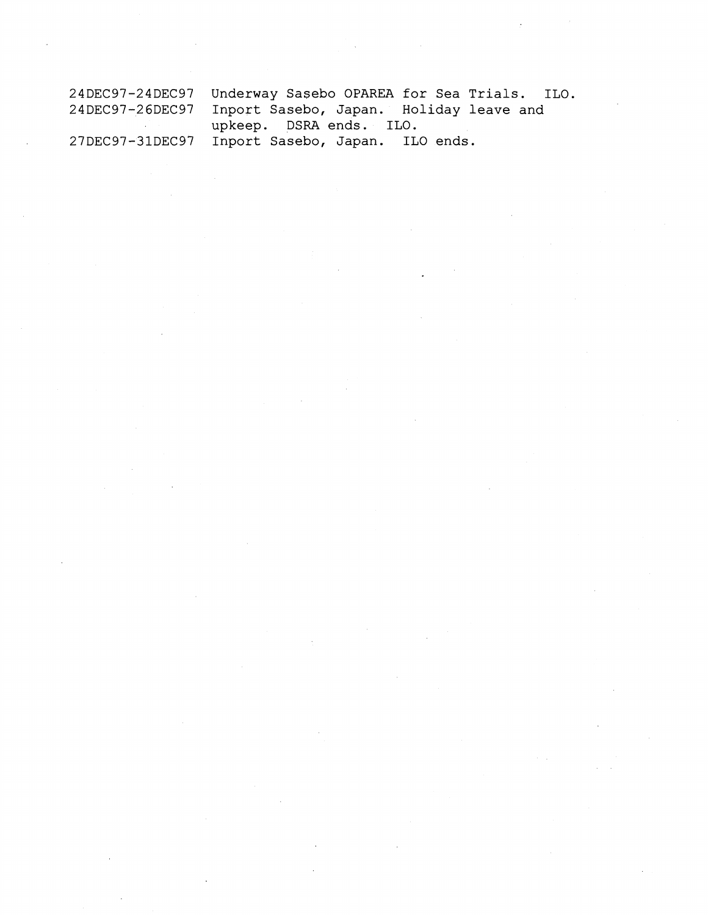| | |
|---|---|
| 24DEC97-24DEC97 | Underway Sasebo OPAREA for Sea Trials. ILO. |
| 24DEC97-26DEC97 | Inport Sasebo, Japan. Holiday leave and upkeep. DSRA ends. ILO. |
| 27DEC97-31DEC97 | Inport Sasebo, Japan. ILO ends. |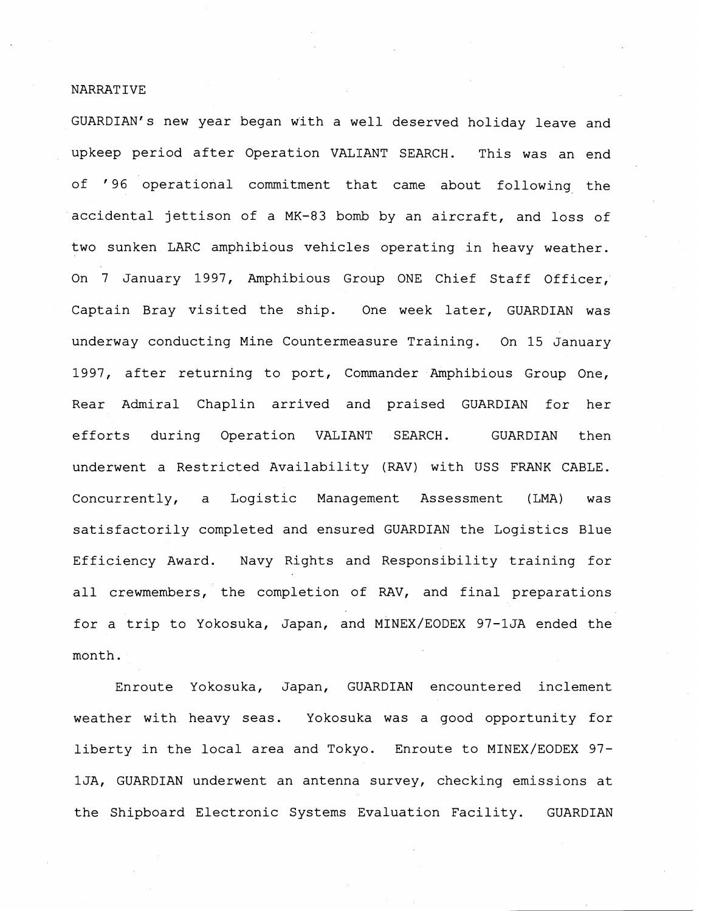NARRATIVE

GUARDIAN's new year began with a well deserved holiday leave and upkeep period after Operation VALIANT SEARCH. This was an end of '96 operational commitment that came about following the accidental jettison of a MK-83 bomb by an aircraft, and loss of two sunken LARC amphibious vehicles operating in heavy weather. On 7 January 1997, Amphibious Group ONE Chief Staff Officer, Captain Bray visited the ship. One week later, GUARDIAN was underway conducting Mine Countermeasure Training. On 15 January 1997, after returning to port, Commander Amphibious Group One, Rear Admiral Chaplin arrived and praised GUARDIAN for her efforts during Operation VALIANT SEARCH. GUARDIAN then underwent a Restricted Availability (RAV) with USS FRANK CABLE. Concurrently, a Logistic Management Assessment (LMA) was satisfactorily completed and ensured GUARDIAN the Logistics Blue Efficiency Award. Navy Rights and Responsibility training for all crewmembers, the completion of RAV, and final preparations for a trip to Yokosuka, Japan, and MINEX/EODEX 97-1JA ended the month.

Enroute Yokosuka, Japan, GUARDIAN encountered inclement weather with heavy seas. Yokosuka was a good opportunity for liberty in the local area and Tokyo. Enroute to MINEX/EODEX 97-1JA, GUARDIAN underwent an antenna survey, checking emissions at the Shipboard Electronic Systems Evaluation Facility. GUARDIAN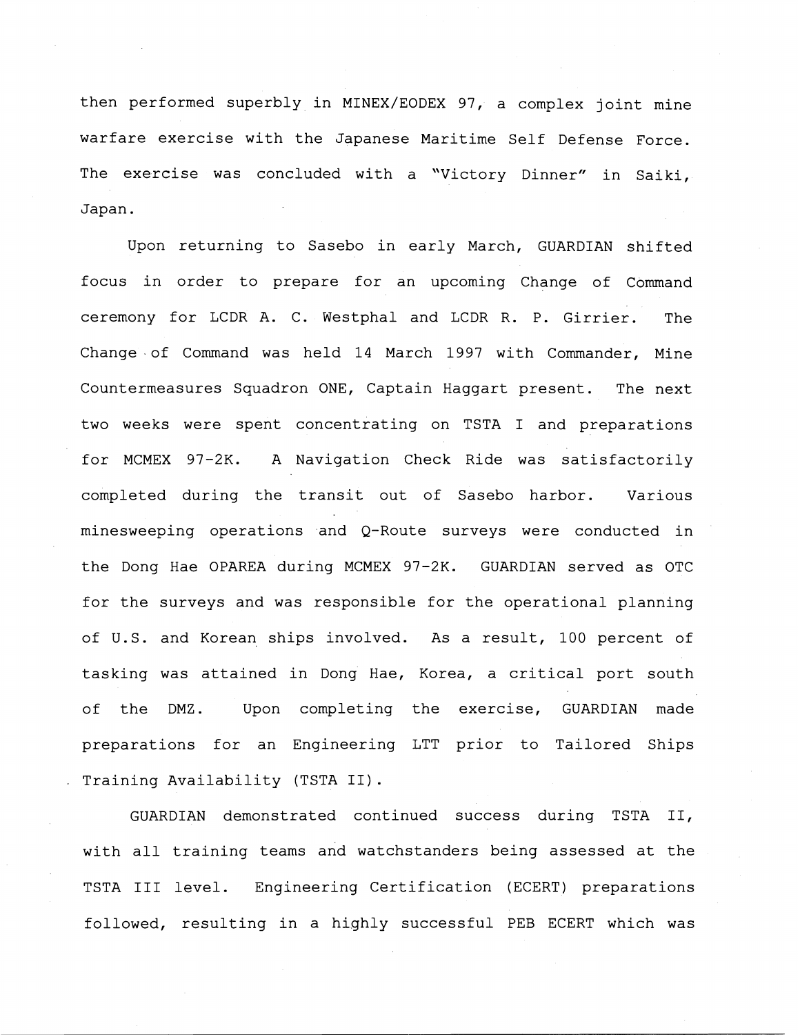then performed superbly in MINEX/EODEX 97, a complex joint mine warfare exercise with the Japanese Maritime Self Defense Force. The exercise was concluded with a "Victory Dinner" in Saiki, Japan.

Upon returning to Sasebo in early March, GUARDIAN shifted focus in order to prepare for an upcoming Change of Command ceremony for LCDR A. C. Westphal and LCDR R. P. Girrier. The Change of Command was held 14 March 1997 with Commander, Mine Countermeasures Squadron ONE, Captain Haggart present. The next two weeks were spent concentrating on TSTA I and preparations for MCMEX 97-2K. A Navigation Check Ride was satisfactorily completed during the transit out of Sasebo harbor. Various minesweeping operations and Q-Route surveys were conducted in the Dong Hae OPAREA during MCMEX 97-2K. GUARDIAN served as OTC for the surveys and was responsible for the operational planning of U.S. and Korean ships involved. As a result, 100 percent of tasking was attained in Dong Hae, Korea, a critical port south of the DMZ. Upon completing the exercise, GUARDIAN made preparations for an Engineering LTT prior to Tailored Ships Training Availability (TSTA II).

GUARDIAN demonstrated continued success during TSTA II, with all training teams and watchstanders being assessed at the TSTA III level. Engineering Certification (ECERT) preparations followed, resulting in a highly successful PEB ECERT which was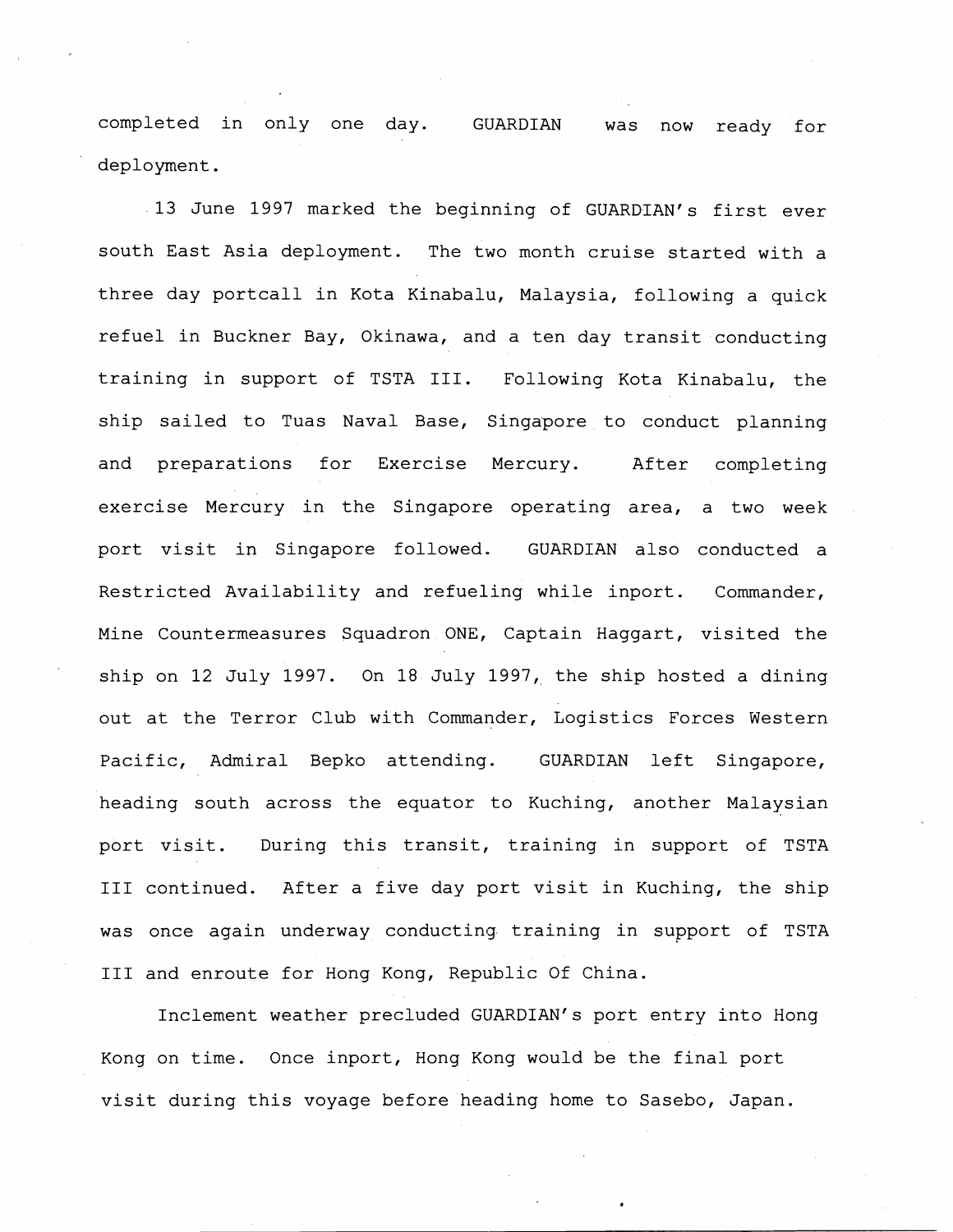completed in only one day. GUARDIAN was now ready for deployment.

13 June 1997 marked the beginning of GUARDIAN's first ever south East Asia deployment. The two month cruise started with a three day portcall in Kota Kinabalu, Malaysia, following a quick refuel in Buckner Bay, Okinawa, and a ten day transit conducting training in support of TSTA III. Following Kota Kinabalu, the ship sailed to Tuas Naval Base, Singapore to conduct planning and preparations for Exercise Mercury. After completing exercise Mercury in the Singapore operating area, a two week port visit in Singapore followed. GUARDIAN also conducted a Restricted Availability and refueling while inport. Commander, Mine Countermeasures Squadron ONE, Captain Haggart, visited the ship on 12 July 1997. On 18 July 1997, the ship hosted a dining out at the Terror Club with Commander, Logistics Forces Western Pacific, Admiral Bepko attending. GUARDIAN left Singapore, heading south across the equator to Kuching, another Malaysian port visit. During this transit, training in support of TSTA III continued. After a five day port visit in Kuching, the ship was once again underway conducting training in support of TSTA III and enroute for Hong Kong, Republic Of China.

Inclement weather precluded GUARDIAN's port entry into Hong Kong on time. Once inport, Hong Kong would be the final port visit during this voyage before heading home to Sasebo, Japan.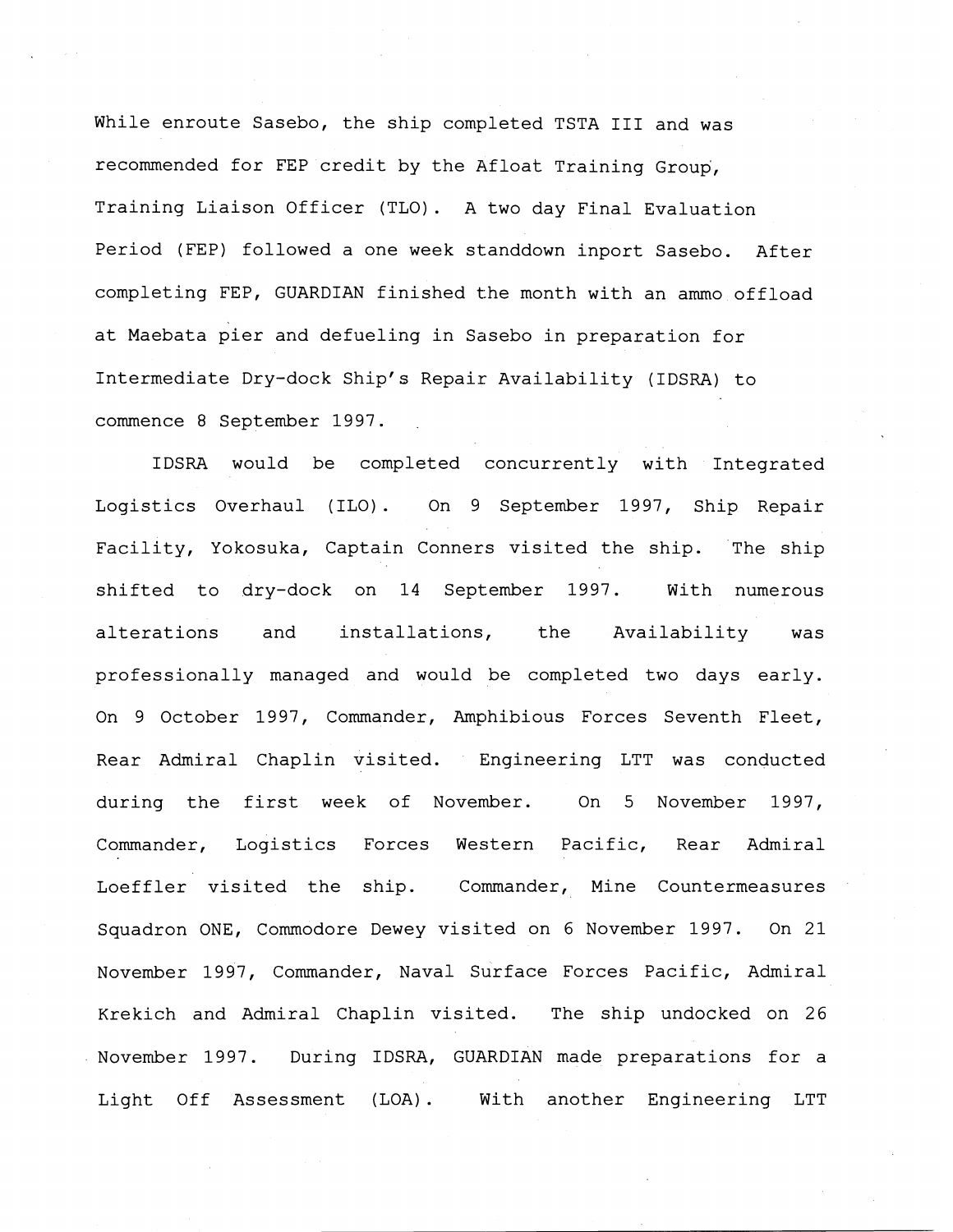While enroute Sasebo, the ship completed TSTA III and was recommended for FEP credit by the Afloat Training Group, Training Liaison Officer (TLO). A two day Final Evaluation Period (FEP) followed a one week standdown inport Sasebo. After completing FEP, GUARDIAN finished the month with an ammo offload at Maebata pier and defueling in Sasebo in preparation for Intermediate Dry-dock Ship's Repair Availability (IDSRA) to commence 8 September 1997.

IDSRA would be completed concurrently with Integrated Logistics Overhaul (ILO). On 9 September 1997, Ship Repair Facility, Yokosuka, Captain Conners visited the ship. The ship shifted to dry-dock on 14 September 1997. With numerous alterations and installations, the Availability was professionally managed and would be completed two days early. On 9 October 1997, Commander, Amphibious Forces Seventh Fleet, Rear Admiral Chaplin visited. Engineering LTT was conducted during the first week of November. On 5 November 1997, Commander, Logistics Forces Western Pacific, Rear Admiral Loeffler visited the ship. Commander, Mine Countermeasures Squadron ONE, Commodore Dewey visited on 6 November 1997. On 21 November 1997, Commander, Naval Surface Forces Pacific, Admiral Krekich and Admiral Chaplin visited. The ship undocked on 26 November 1997. During IDSRA, GUARDIAN made preparations for a Light Off Assessment (LOA). With another Engineering LTT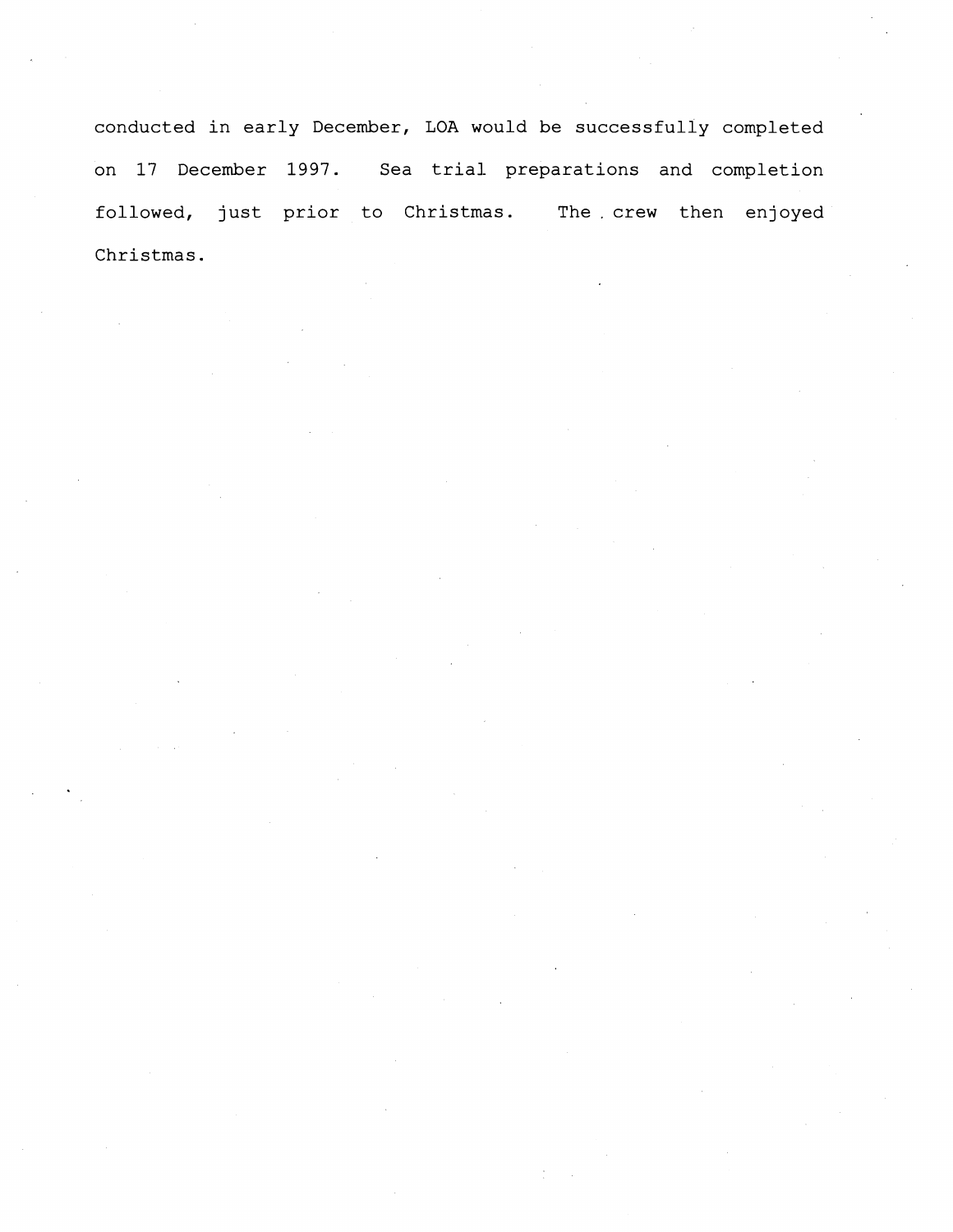conducted in early December, LOA would be successfully completed on 17 December 1997. Sea trial preparations and completion followed, just prior to Christmas. The crew then enjoyed Christmas.